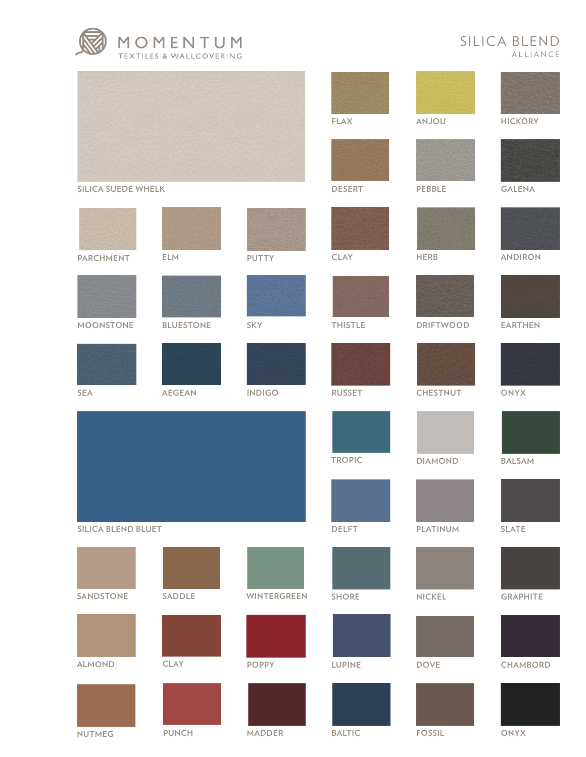# MOMENTUM

TEXTILES & WALLCOVERING

## SILICA BLEND

ALLIANCE

SILICA SUEDE WHELK

PARCHMENT

ELM

PUTTY

MOONSTONE

BLUESTONE

SKY

SEA

AEGEAN

INDIGO

SILICA BLEND BLUET

SANDSTONE

SADDLE

WINTERGREEN

ALMOND

CLAY

POPPY

NUTMEG

PUNCH

MADDER

FLAX

ANJOU

HICKORY

DESERT

PEBBLE

GALENA

CLAY

HERB

ANDIRON

THISTLE

DRIFTWOOD

EARTHEN

RUSSET

CHESTNUT

ONYX

TROPIC

DIAMOND

BALSAM

DELFT

PLATINUM

SLATE

SHORE

NICKEL

GRAPHITE

LUPINE

DOVE

CHAMBORD

BALTIC

FOSSIL

ONYX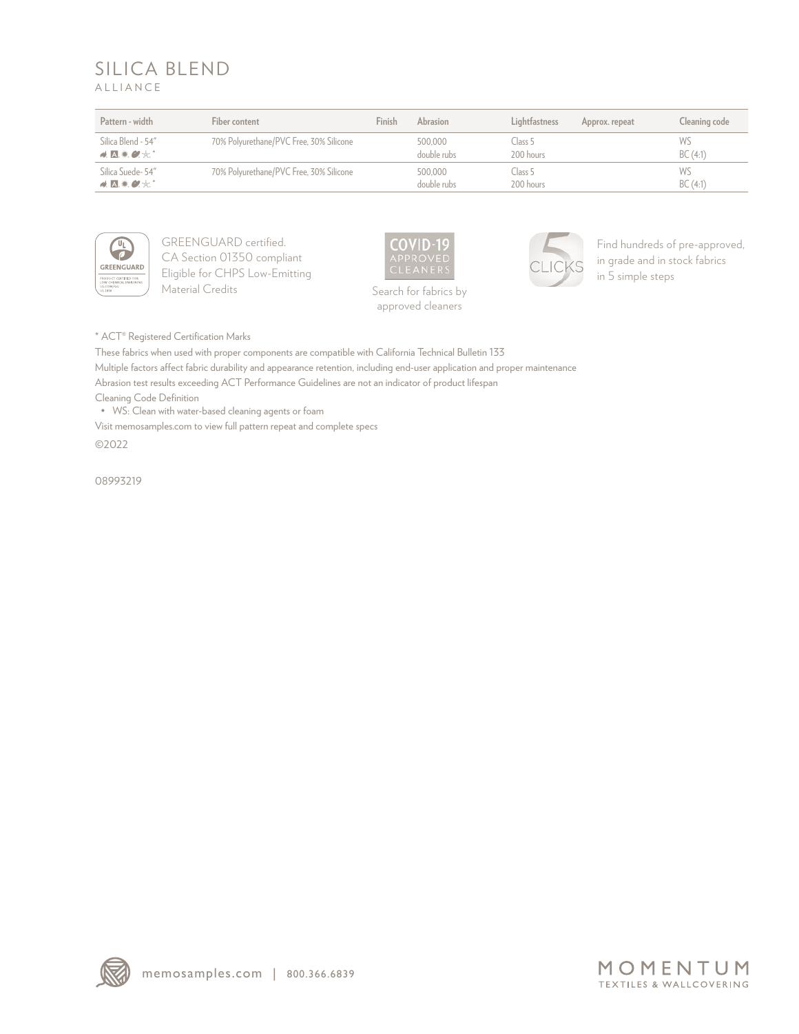# SILICA BLEND

ALLIANCE

| Pattern - width | Fiber content | Finish | Abrasion | Lightfastness | Approx. repeat | Cleaning code |
|---|---|---|---|---|---|---|
| Silica Blend - 54" * | 70% Polyurethane/PVC Free, 30% Silicone | | 500,000 double rubs | Class 5 200 hours | | WS BC (4:1) |
| Silica Suede- 54" * | 70% Polyurethane/PVC Free, 30% Silicone | | 500,000 double rubs | Class 5 200 hours | | WS BC (4:1) |

GREENGUARD certified.
CA Section 01350 compliant
Eligible for CHPS Low-Emitting Material Credits

COVID-19 APPROVED CLEANERS

Search for fabrics by approved cleaners

5 CLICKS

Find hundreds of pre-approved, in grade and in stock fabrics in 5 simple steps

* ACT® Registered Certification Marks

These fabrics when used with proper components are compatible with California Technical Bulletin 133

Multiple factors affect fabric durability and appearance retention, including end-user application and proper maintenance

Abrasion test results exceeding ACT Performance Guidelines are not an indicator of product lifespan

Cleaning Code Definition

- WS: Clean with water-based cleaning agents or foam

Visit memosamples.com to view full pattern repeat and complete specs

©2022

08993219

memosamples.com | 800.366.6839

MOMENTUM TEXTILES & WALLCOVERING